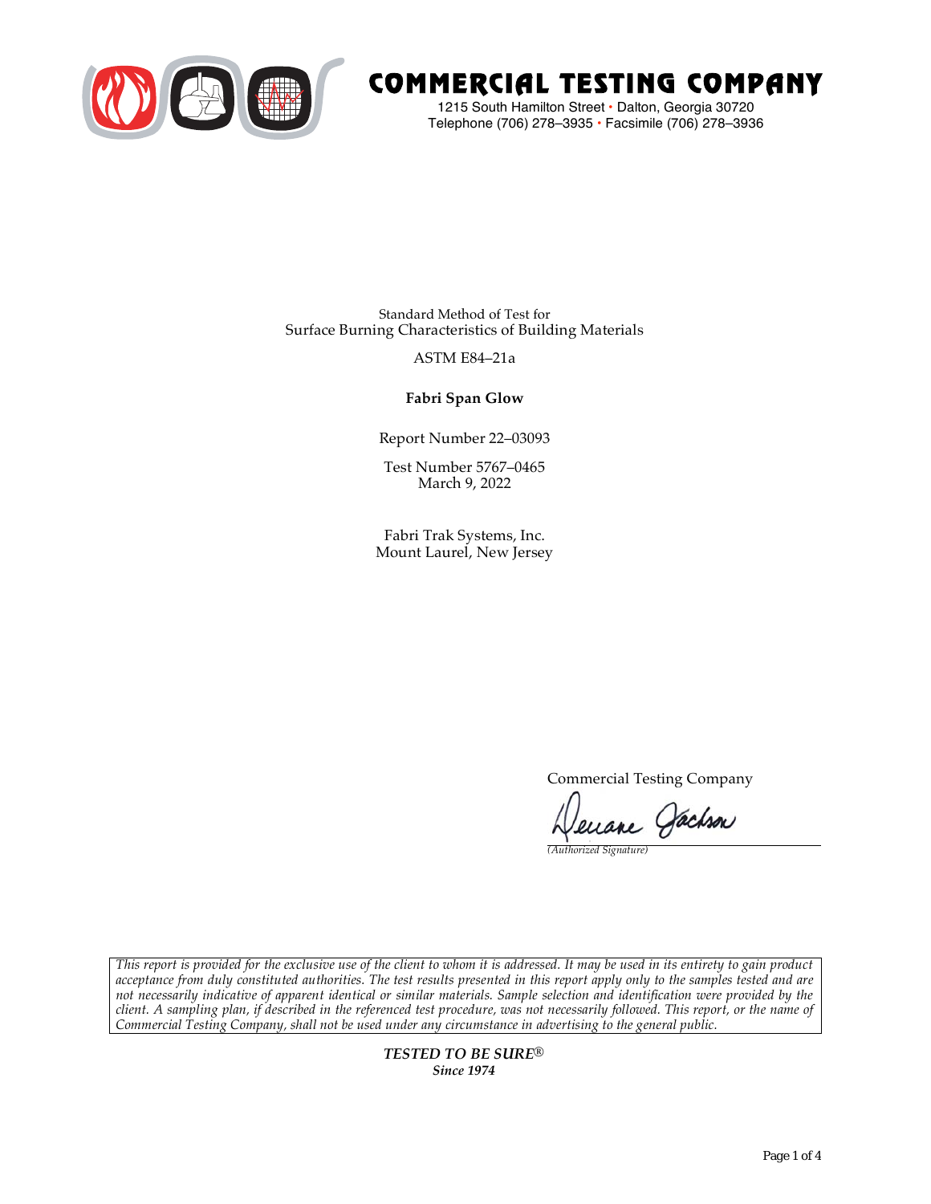# COMMERCIAL TESTING COMPANY

1215 South Hamilton Street • Dalton, Georgia 30720
Telephone (706) 278–3935 • Facsimile (706) 278–3936

Standard Method of Test for
Surface Burning Characteristics of Building Materials

ASTM E84–21a

**Fabri Span Glow**

Report Number 22–03093

Test Number 5767–0465
March 9, 2022

Fabri Trak Systems, Inc.
Mount Laurel, New Jersey

Commercial Testing Company

Deeane Jackson
*(Authorized Signature)*

*This report is provided for the exclusive use of the client to whom it is addressed. It may be used in its entirety to gain product acceptance from duly constituted authorities. The test results presented in this report apply only to the samples tested and are not necessarily indicative of apparent identical or similar materials. Sample selection and identification were provided by the client. A sampling plan, if described in the referenced test procedure, was not necessarily followed. This report, or the name of Commercial Testing Company, shall not be used under any circumstance in advertising to the general public.*

***TESTED TO BE SURE®***
***Since 1974***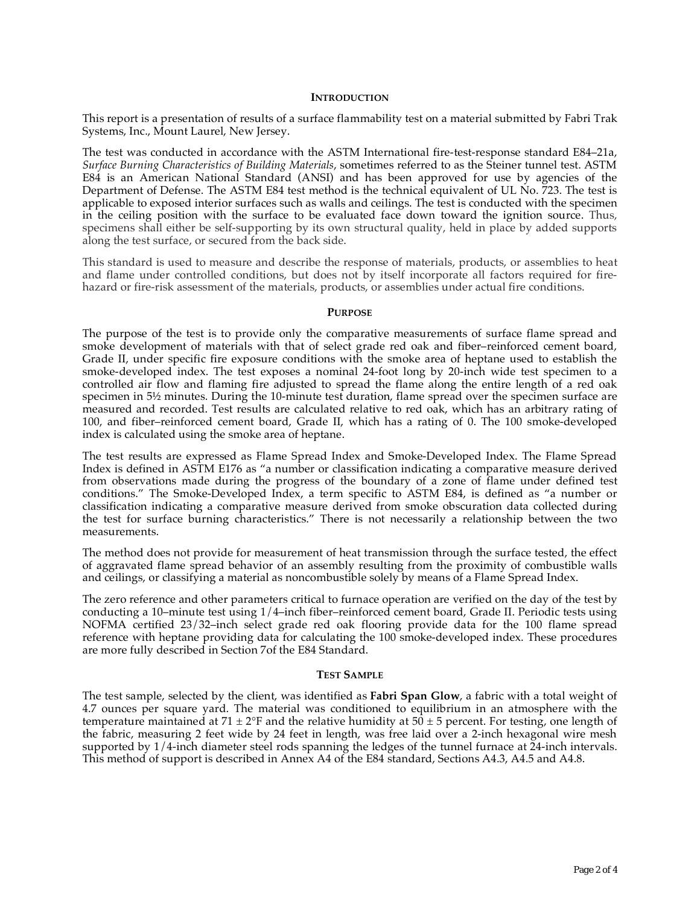## INTRODUCTION

This report is a presentation of results of a surface flammability test on a material submitted by Fabri Trak Systems, Inc., Mount Laurel, New Jersey.

The test was conducted in accordance with the ASTM International fire-test-response standard E84–21a, *Surface Burning Characteristics of Building Materials*, sometimes referred to as the Steiner tunnel test. ASTM E84 is an American National Standard (ANSI) and has been approved for use by agencies of the Department of Defense. The ASTM E84 test method is the technical equivalent of UL No. 723. The test is applicable to exposed interior surfaces such as walls and ceilings. The test is conducted with the specimen in the ceiling position with the surface to be evaluated face down toward the ignition source. Thus, specimens shall either be self-supporting by its own structural quality, held in place by added supports along the test surface, or secured from the back side.

This standard is used to measure and describe the response of materials, products, or assemblies to heat and flame under controlled conditions, but does not by itself incorporate all factors required for fire-hazard or fire-risk assessment of the materials, products, or assemblies under actual fire conditions.

## PURPOSE

The purpose of the test is to provide only the comparative measurements of surface flame spread and smoke development of materials with that of select grade red oak and fiber–reinforced cement board, Grade II, under specific fire exposure conditions with the smoke area of heptane used to establish the smoke-developed index. The test exposes a nominal 24-foot long by 20-inch wide test specimen to a controlled air flow and flaming fire adjusted to spread the flame along the entire length of a red oak specimen in 5½ minutes. During the 10-minute test duration, flame spread over the specimen surface are measured and recorded. Test results are calculated relative to red oak, which has an arbitrary rating of 100, and fiber–reinforced cement board, Grade II, which has a rating of 0. The 100 smoke-developed index is calculated using the smoke area of heptane.

The test results are expressed as Flame Spread Index and Smoke-Developed Index. The Flame Spread Index is defined in ASTM E176 as "a number or classification indicating a comparative measure derived from observations made during the progress of the boundary of a zone of flame under defined test conditions." The Smoke-Developed Index, a term specific to ASTM E84, is defined as "a number or classification indicating a comparative measure derived from smoke obscuration data collected during the test for surface burning characteristics." There is not necessarily a relationship between the two measurements.

The method does not provide for measurement of heat transmission through the surface tested, the effect of aggravated flame spread behavior of an assembly resulting from the proximity of combustible walls and ceilings, or classifying a material as noncombustible solely by means of a Flame Spread Index.

The zero reference and other parameters critical to furnace operation are verified on the day of the test by conducting a 10–minute test using 1/4–inch fiber–reinforced cement board, Grade II. Periodic tests using NOFMA certified 23/32–inch select grade red oak flooring provide data for the 100 flame spread reference with heptane providing data for calculating the 100 smoke-developed index. These procedures are more fully described in Section 7of the E84 Standard.

## TEST SAMPLE

The test sample, selected by the client, was identified as **Fabri Span Glow**, a fabric with a total weight of 4.7 ounces per square yard. The material was conditioned to equilibrium in an atmosphere with the temperature maintained at 71 ± 2°F and the relative humidity at 50 ± 5 percent. For testing, one length of the fabric, measuring 2 feet wide by 24 feet in length, was free laid over a 2-inch hexagonal wire mesh supported by 1/4-inch diameter steel rods spanning the ledges of the tunnel furnace at 24-inch intervals. This method of support is described in Annex A4 of the E84 standard, Sections A4.3, A4.5 and A4.8.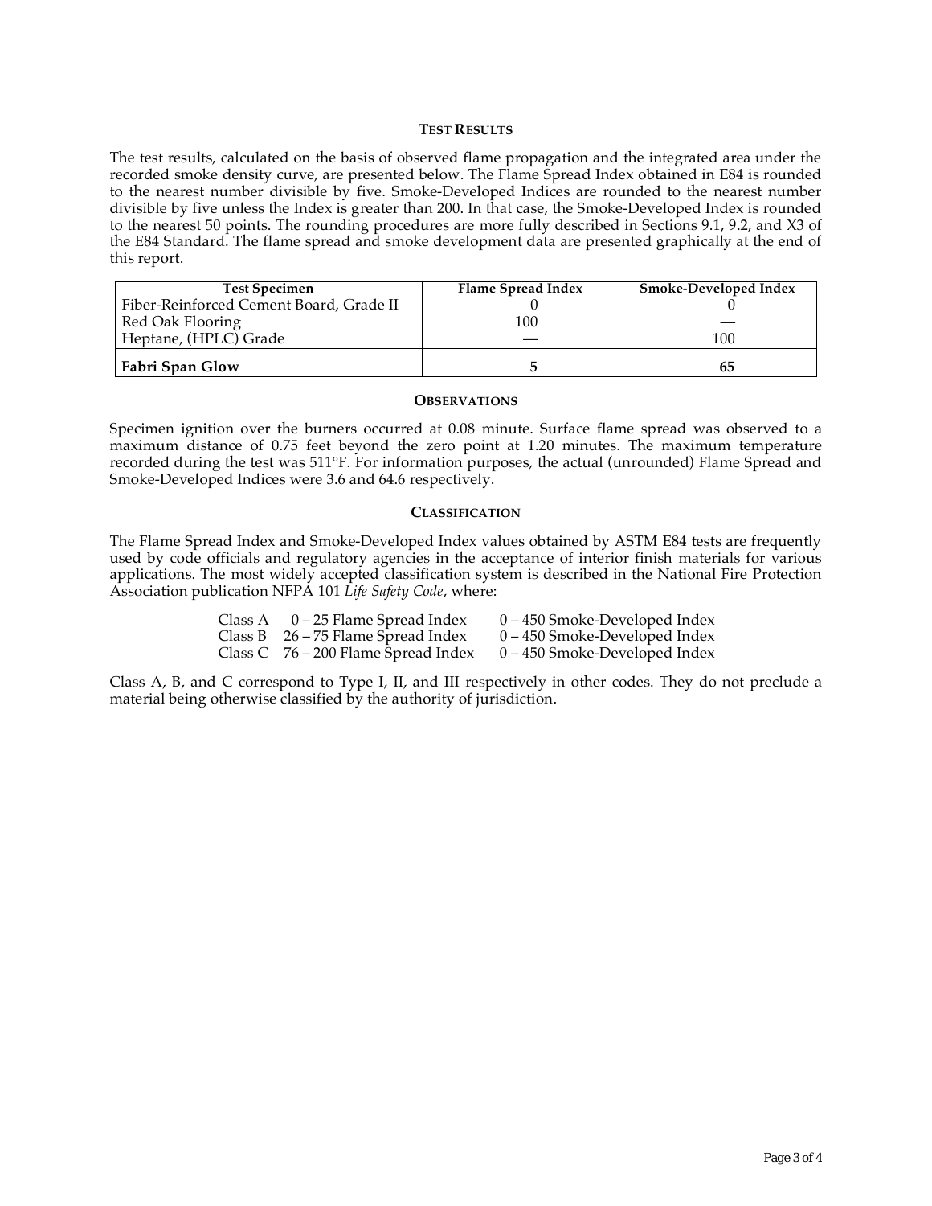## Test Results

The test results, calculated on the basis of observed flame propagation and the integrated area under the recorded smoke density curve, are presented below. The Flame Spread Index obtained in E84 is rounded to the nearest number divisible by five. Smoke-Developed Indices are rounded to the nearest number divisible by five unless the Index is greater than 200. In that case, the Smoke-Developed Index is rounded to the nearest 50 points. The rounding procedures are more fully described in Sections 9.1, 9.2, and X3 of the E84 Standard. The flame spread and smoke development data are presented graphically at the end of this report.

| Test Specimen | Flame Spread Index | Smoke-Developed Index |
|---|---|---|
| Fiber-Reinforced Cement Board, Grade II | 0 | 0 |
| Red Oak Flooring | 100 | — |
| Heptane, (HPLC) Grade | — | 100 |
| **Fabri Span Glow** | **5** | **65** |

## Observations

Specimen ignition over the burners occurred at 0.08 minute. Surface flame spread was observed to a maximum distance of 0.75 feet beyond the zero point at 1.20 minutes. The maximum temperature recorded during the test was 511°F. For information purposes, the actual (unrounded) Flame Spread and Smoke-Developed Indices were 3.6 and 64.6 respectively.

## Classification

The Flame Spread Index and Smoke-Developed Index values obtained by ASTM E84 tests are frequently used by code officials and regulatory agencies in the acceptance of interior finish materials for various applications. The most widely accepted classification system is described in the National Fire Protection Association publication NFPA 101 *Life Safety Code*, where:

| Class | Flame Spread Index | Smoke-Developed Index |
|---|---|---|
| Class A | 0 – 25 Flame Spread Index | 0 – 450 Smoke-Developed Index |
| Class B | 26 – 75 Flame Spread Index | 0 – 450 Smoke-Developed Index |
| Class C | 76 – 200 Flame Spread Index | 0 – 450 Smoke-Developed Index |

Class A, B, and C correspond to Type I, II, and III respectively in other codes. They do not preclude a material being otherwise classified by the authority of jurisdiction.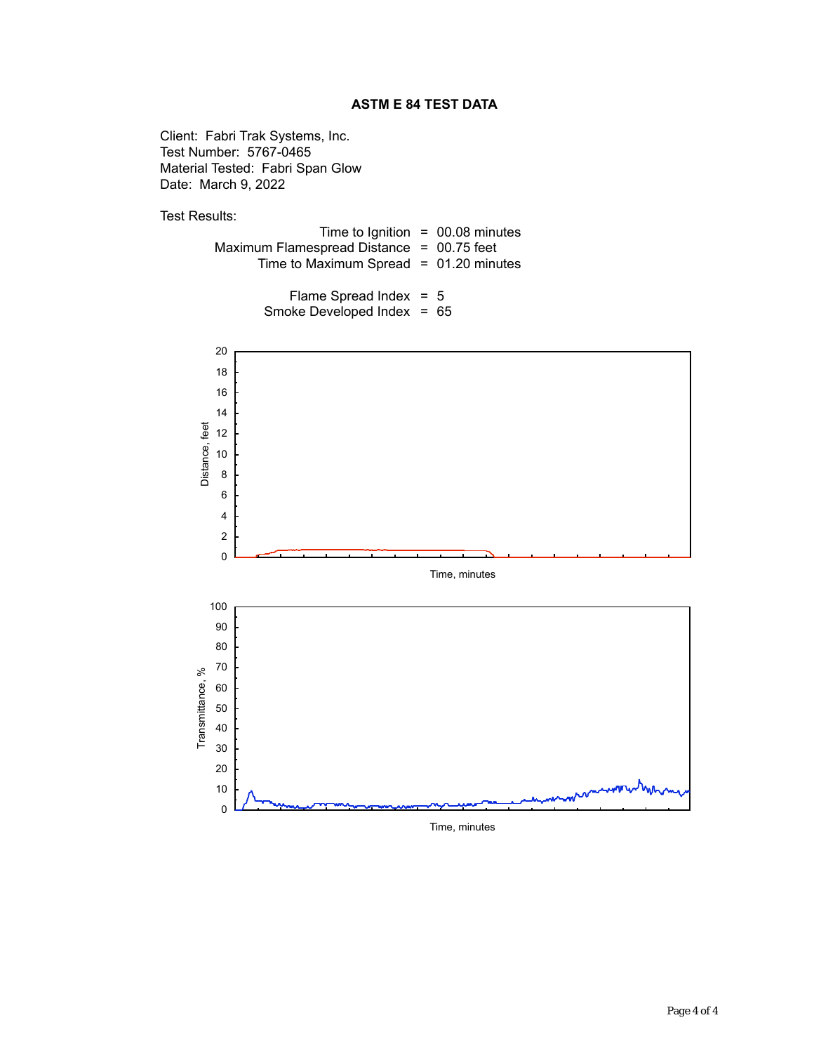# ASTM E 84 TEST DATA

Client: Fabri Trak Systems, Inc.
Test Number: 5767-0465
Material Tested: Fabri Span Glow
Date: March 9, 2022

Test Results:

Time to Ignition = 00.08 minutes
Maximum Flamespread Distance = 00.75 feet
Time to Maximum Spread = 01.20 minutes

Flame Spread Index = 5
Smoke Developed Index = 65

Distance, feet
20
18
16
14
12
10
8
6
4
2
0
Time, minutes

Transmittance, %
100
90
80
70
60
50
40
30
20
10
0
Time, minutes